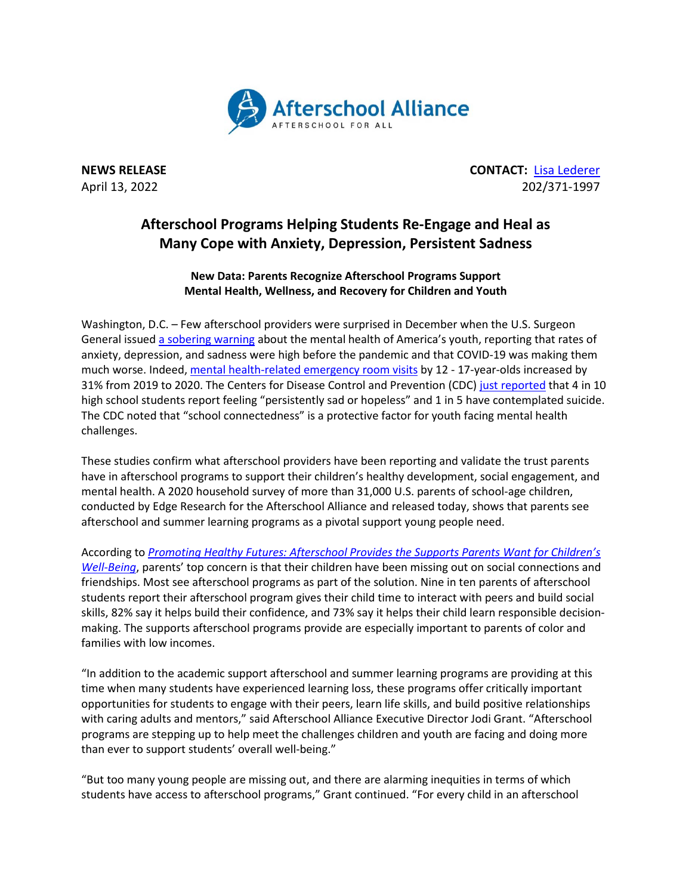Afterschool Alliance
AFTERSCHOOL FOR ALL

**NEWS RELEASE**
April 13, 2022

**CONTACT:** Lisa Lederer
202/371-1997

## Afterschool Programs Helping Students Re-Engage and Heal as Many Cope with Anxiety, Depression, Persistent Sadness

### New Data: Parents Recognize Afterschool Programs Support Mental Health, Wellness, and Recovery for Children and Youth

Washington, D.C. – Few afterschool providers were surprised in December when the U.S. Surgeon General issued a sobering warning about the mental health of America's youth, reporting that rates of anxiety, depression, and sadness were high before the pandemic and that COVID-19 was making them much worse. Indeed, mental health-related emergency room visits by 12 - 17-year-olds increased by 31% from 2019 to 2020. The Centers for Disease Control and Prevention (CDC) just reported that 4 in 10 high school students report feeling "persistently sad or hopeless" and 1 in 5 have contemplated suicide. The CDC noted that "school connectedness" is a protective factor for youth facing mental health challenges.

These studies confirm what afterschool providers have been reporting and validate the trust parents have in afterschool programs to support their children's healthy development, social engagement, and mental health. A 2020 household survey of more than 31,000 U.S. parents of school-age children, conducted by Edge Research for the Afterschool Alliance and released today, shows that parents see afterschool and summer learning programs as a pivotal support young people need.

According to *Promoting Healthy Futures: Afterschool Provides the Supports Parents Want for Children's Well-Being*, parents' top concern is that their children have been missing out on social connections and friendships. Most see afterschool programs as part of the solution. Nine in ten parents of afterschool students report their afterschool program gives their child time to interact with peers and build social skills, 82% say it helps build their confidence, and 73% say it helps their child learn responsible decision-making. The supports afterschool programs provide are especially important to parents of color and families with low incomes.

"In addition to the academic support afterschool and summer learning programs are providing at this time when many students have experienced learning loss, these programs offer critically important opportunities for students to engage with their peers, learn life skills, and build positive relationships with caring adults and mentors," said Afterschool Alliance Executive Director Jodi Grant. "Afterschool programs are stepping up to help meet the challenges children and youth are facing and doing more than ever to support students' overall well-being."

"But too many young people are missing out, and there are alarming inequities in terms of which students have access to afterschool programs," Grant continued. "For every child in an afterschool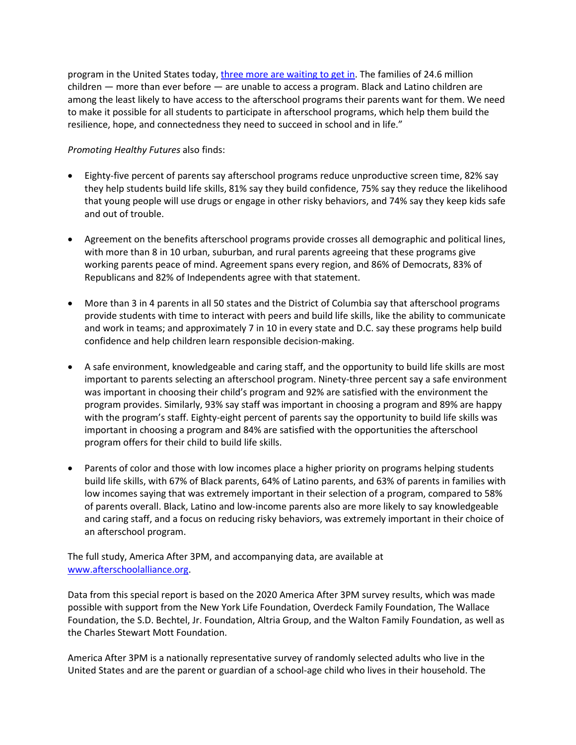program in the United States today, [three more are waiting to get in](). The families of 24.6 million children — more than ever before — are unable to access a program. Black and Latino children are among the least likely to have access to the afterschool programs their parents want for them. We need to make it possible for all students to participate in afterschool programs, which help them build the resilience, hope, and connectedness they need to succeed in school and in life."

*Promoting Healthy Futures* also finds:

- Eighty-five percent of parents say afterschool programs reduce unproductive screen time, 82% say they help students build life skills, 81% say they build confidence, 75% say they reduce the likelihood that young people will use drugs or engage in other risky behaviors, and 74% say they keep kids safe and out of trouble.

- Agreement on the benefits afterschool programs provide crosses all demographic and political lines, with more than 8 in 10 urban, suburban, and rural parents agreeing that these programs give working parents peace of mind. Agreement spans every region, and 86% of Democrats, 83% of Republicans and 82% of Independents agree with that statement.

- More than 3 in 4 parents in all 50 states and the District of Columbia say that afterschool programs provide students with time to interact with peers and build life skills, like the ability to communicate and work in teams; and approximately 7 in 10 in every state and D.C. say these programs help build confidence and help children learn responsible decision-making.

- A safe environment, knowledgeable and caring staff, and the opportunity to build life skills are most important to parents selecting an afterschool program. Ninety-three percent say a safe environment was important in choosing their child's program and 92% are satisfied with the environment the program provides. Similarly, 93% say staff was important in choosing a program and 89% are happy with the program's staff. Eighty-eight percent of parents say the opportunity to build life skills was important in choosing a program and 84% are satisfied with the opportunities the afterschool program offers for their child to build life skills.

- Parents of color and those with low incomes place a higher priority on programs helping students build life skills, with 67% of Black parents, 64% of Latino parents, and 63% of parents in families with low incomes saying that was extremely important in their selection of a program, compared to 58% of parents overall. Black, Latino and low-income parents also are more likely to say knowledgeable and caring staff, and a focus on reducing risky behaviors, was extremely important in their choice of an afterschool program.

The full study, America After 3PM, and accompanying data, are available at [www.afterschoolalliance.org](www.afterschoolalliance.org).

Data from this special report is based on the 2020 America After 3PM survey results, which was made possible with support from the New York Life Foundation, Overdeck Family Foundation, The Wallace Foundation, the S.D. Bechtel, Jr. Foundation, Altria Group, and the Walton Family Foundation, as well as the Charles Stewart Mott Foundation.

America After 3PM is a nationally representative survey of randomly selected adults who live in the United States and are the parent or guardian of a school-age child who lives in their household. The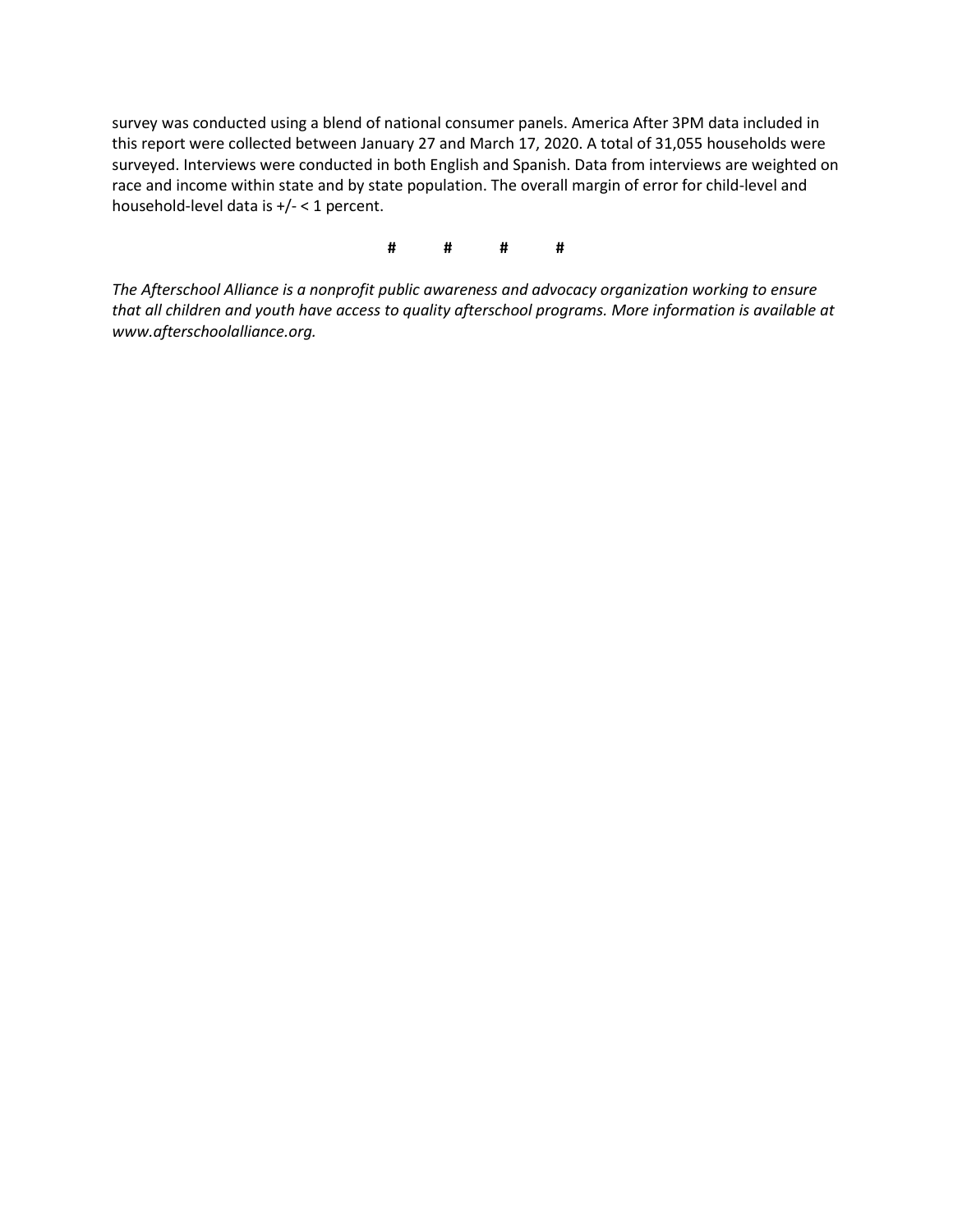survey was conducted using a blend of national consumer panels. America After 3PM data included in this report were collected between January 27 and March 17, 2020. A total of 31,055 households were surveyed. Interviews were conducted in both English and Spanish. Data from interviews are weighted on race and income within state and by state population. The overall margin of error for child-level and household-level data is +/- < 1 percent.

**# # # #**

*The Afterschool Alliance is a nonprofit public awareness and advocacy organization working to ensure that all children and youth have access to quality afterschool programs. More information is available at www.afterschoolalliance.org.*